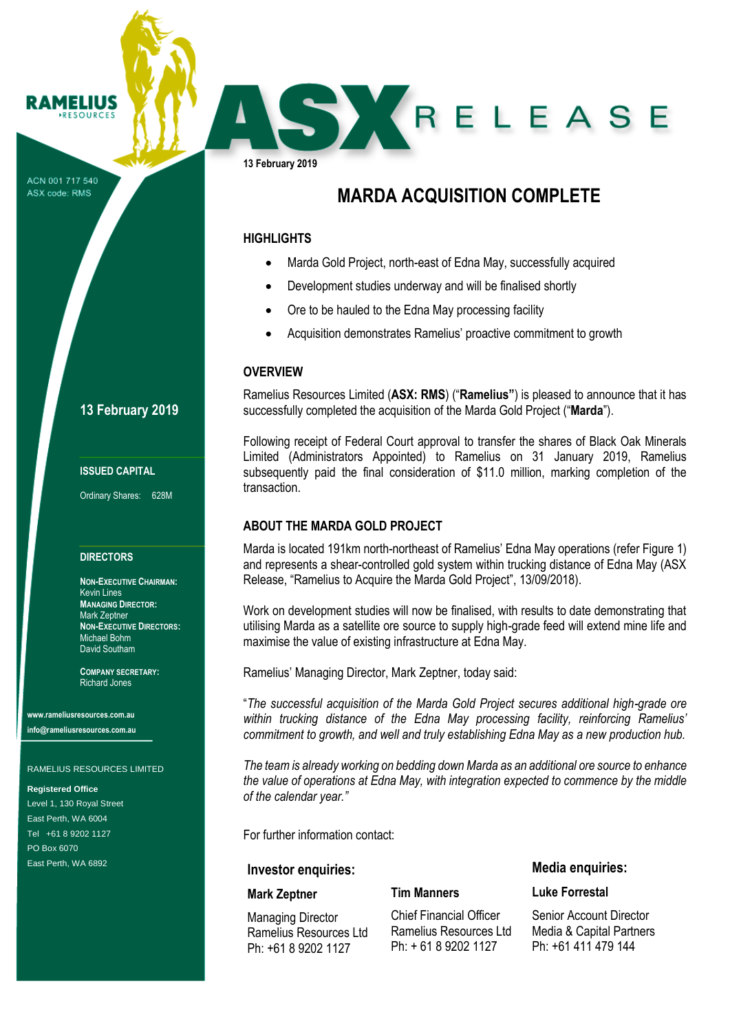RAMELIUS RESOURCES

ACN 001 717 540
ASX code: RMS

# ASX RELEASE

13 February 2019

## MARDA ACQUISITION COMPLETE

### HIGHLIGHTS

- Marda Gold Project, north-east of Edna May, successfully acquired
- Development studies underway and will be finalised shortly
- Ore to be hauled to the Edna May processing facility
- Acquisition demonstrates Ramelius' proactive commitment to growth

### OVERVIEW

Ramelius Resources Limited (**ASX: RMS**) ("**Ramelius**") is pleased to announce that it has successfully completed the acquisition of the Marda Gold Project ("**Marda**").

Following receipt of Federal Court approval to transfer the shares of Black Oak Minerals Limited (Administrators Appointed) to Ramelius on 31 January 2019, Ramelius subsequently paid the final consideration of $11.0 million, marking completion of the transaction.

### ABOUT THE MARDA GOLD PROJECT

Marda is located 191km north-northeast of Ramelius' Edna May operations (refer Figure 1) and represents a shear-controlled gold system within trucking distance of Edna May (ASX Release, "Ramelius to Acquire the Marda Gold Project", 13/09/2018).

Work on development studies will now be finalised, with results to date demonstrating that utilising Marda as a satellite ore source to supply high-grade feed will extend mine life and maximise the value of existing infrastructure at Edna May.

Ramelius' Managing Director, Mark Zeptner, today said:

"*The successful acquisition of the Marda Gold Project secures additional high-grade ore within trucking distance of the Edna May processing facility, reinforcing Ramelius' commitment to growth, and well and truly establishing Edna May as a new production hub.*

*The team is already working on bedding down Marda as an additional ore source to enhance the value of operations at Edna May, with integration expected to commence by the middle of the calendar year."*

For further information contact:

**Investor enquiries:**

**Mark Zeptner**
Managing Director
Ramelius Resources Ltd
Ph: +61 8 9202 1127

**Tim Manners**
Chief Financial Officer
Ramelius Resources Ltd
Ph: + 61 8 9202 1127

**Media enquiries:**

**Luke Forrestal**
Senior Account Director
Media & Capital Partners
Ph: +61 411 479 144

---

**13 February 2019**

**ISSUED CAPITAL**

Ordinary Shares: 628M

**DIRECTORS**

**NON-EXECUTIVE CHAIRMAN:**
Kevin Lines
**MANAGING DIRECTOR:**
Mark Zeptner
**NON-EXECUTIVE DIRECTORS:**
Michael Bohm
David Southam

**COMPANY SECRETARY:**
Richard Jones

www.rameliusresources.com.au
info@rameliusresources.com.au

RAMELIUS RESOURCES LIMITED

**Registered Office**
Level 1, 130 Royal Street
East Perth, WA 6004
Tel +61 8 9202 1127
PO Box 6070
East Perth, WA 6892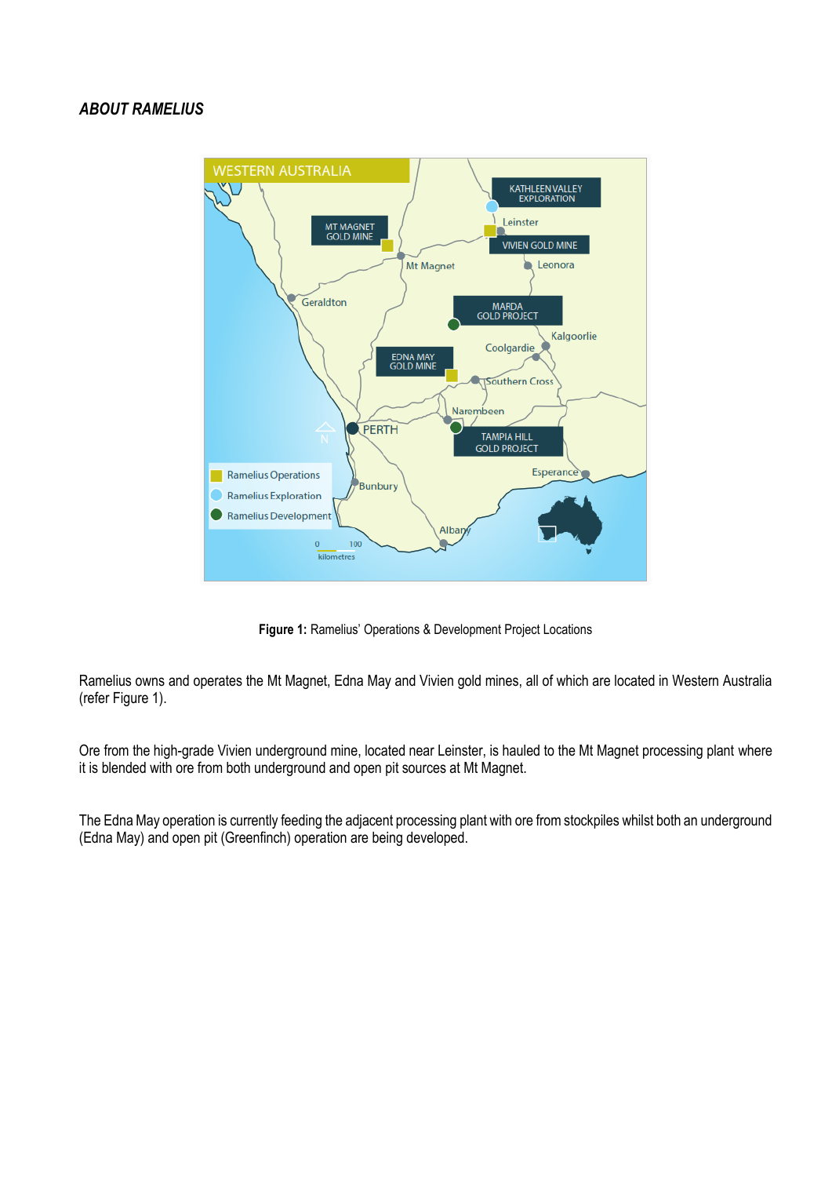***ABOUT RAMELIUS***

WESTERN AUSTRALIA

KATHLEEN VALLEY EXPLORATION

Leinster

MT MAGNET GOLD MINE

VIVIEN GOLD MINE

Mt Magnet

Leonora

Geraldton

MARDA GOLD PROJECT

Kalgoorlie

Coolgardie

EDNA MAY GOLD MINE

Southern Cross

Narembeen

PERTH

N

TAMPIA HILL GOLD PROJECT

Ramelius Operations

Ramelius Exploration

Ramelius Development

Esperance

Bunbury

Albany

0 100

kilometres

**Figure 1:** Ramelius' Operations & Development Project Locations

Ramelius owns and operates the Mt Magnet, Edna May and Vivien gold mines, all of which are located in Western Australia (refer Figure 1).

Ore from the high-grade Vivien underground mine, located near Leinster, is hauled to the Mt Magnet processing plant where it is blended with ore from both underground and open pit sources at Mt Magnet.

The Edna May operation is currently feeding the adjacent processing plant with ore from stockpiles whilst both an underground (Edna May) and open pit (Greenfinch) operation are being developed.